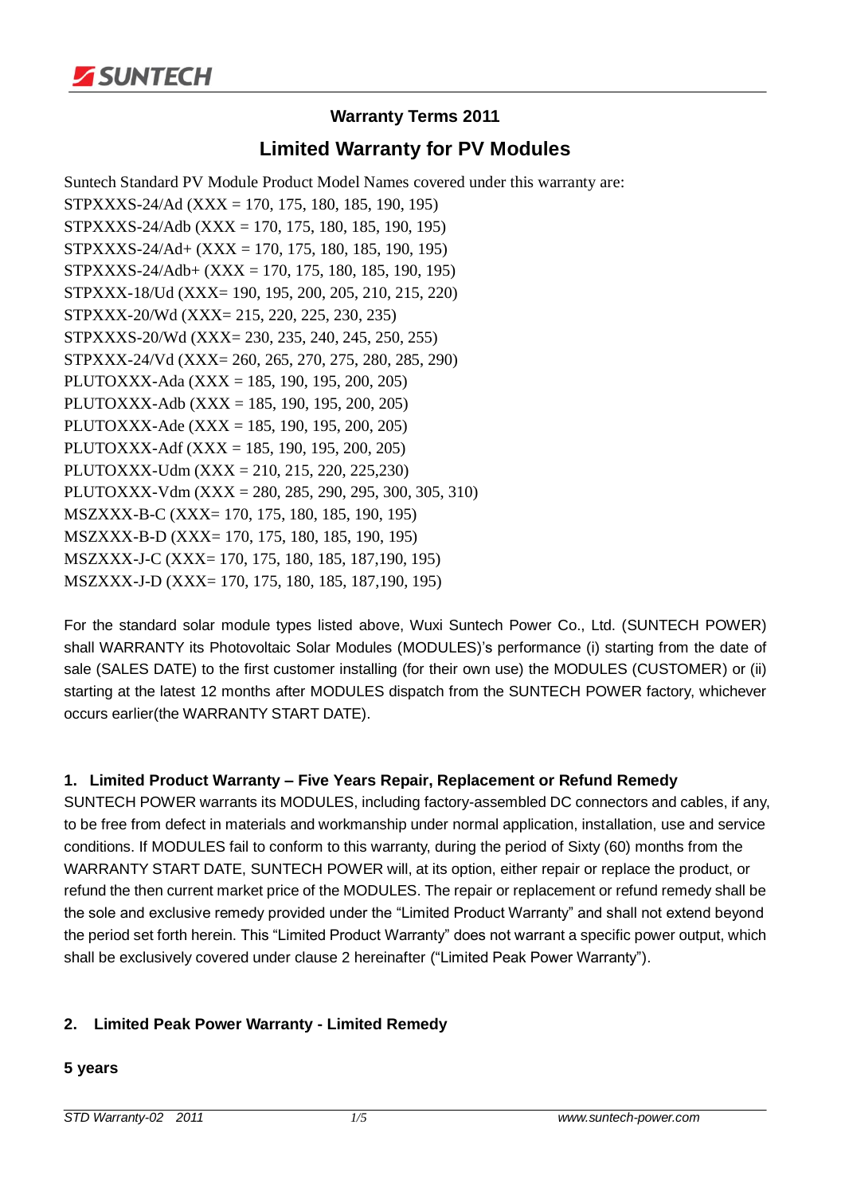## Warranty Terms 2011

# Limited Warranty for PV Modules

Suntech Standard PV Module Product Model Names covered under this warranty are:

STPXXXS-24/Ad (XXX = 170, 175, 180, 185, 190, 195)
STPXXXS-24/Adb (XXX = 170, 175, 180, 185, 190, 195)
STPXXXS-24/Ad+ (XXX = 170, 175, 180, 185, 190, 195)
STPXXXS-24/Adb+ (XXX = 170, 175, 180, 185, 190, 195)
STPXXX-18/Ud (XXX= 190, 195, 200, 205, 210, 215, 220)
STPXXX-20/Wd (XXX= 215, 220, 225, 230, 235)
STPXXXS-20/Wd (XXX= 230, 235, 240, 245, 250, 255)
STPXXX-24/Vd (XXX= 260, 265, 270, 275, 280, 285, 290)
PLUTOXXX-Ada (XXX = 185, 190, 195, 200, 205)
PLUTOXXX-Adb (XXX = 185, 190, 195, 200, 205)
PLUTOXXX-Ade (XXX = 185, 190, 195, 200, 205)
PLUTOXXX-Adf (XXX = 185, 190, 195, 200, 205)
PLUTOXXX-Udm (XXX = 210, 215, 220, 225,230)
PLUTOXXX-Vdm (XXX = 280, 285, 290, 295, 300, 305, 310)
MSZXXX-B-C (XXX= 170, 175, 180, 185, 190, 195)
MSZXXX-B-D (XXX= 170, 175, 180, 185, 190, 195)
MSZXXX-J-C (XXX= 170, 175, 180, 185, 187,190, 195)
MSZXXX-J-D (XXX= 170, 175, 180, 185, 187,190, 195)

For the standard solar module types listed above, Wuxi Suntech Power Co., Ltd. (SUNTECH POWER) shall WARRANTY its Photovoltaic Solar Modules (MODULES)'s performance (i) starting from the date of sale (SALES DATE) to the first customer installing (for their own use) the MODULES (CUSTOMER) or (ii) starting at the latest 12 months after MODULES dispatch from the SUNTECH POWER factory, whichever occurs earlier(the WARRANTY START DATE).

### 1. Limited Product Warranty – Five Years Repair, Replacement or Refund Remedy

SUNTECH POWER warrants its MODULES, including factory-assembled DC connectors and cables, if any, to be free from defect in materials and workmanship under normal application, installation, use and service conditions. If MODULES fail to conform to this warranty, during the period of Sixty (60) months from the WARRANTY START DATE, SUNTECH POWER will, at its option, either repair or replace the product, or refund the then current market price of the MODULES. The repair or replacement or refund remedy shall be the sole and exclusive remedy provided under the "Limited Product Warranty" and shall not extend beyond the period set forth herein. This "Limited Product Warranty" does not warrant a specific power output, which shall be exclusively covered under clause 2 hereinafter ("Limited Peak Power Warranty").

### 2. Limited Peak Power Warranty - Limited Remedy

**5 years**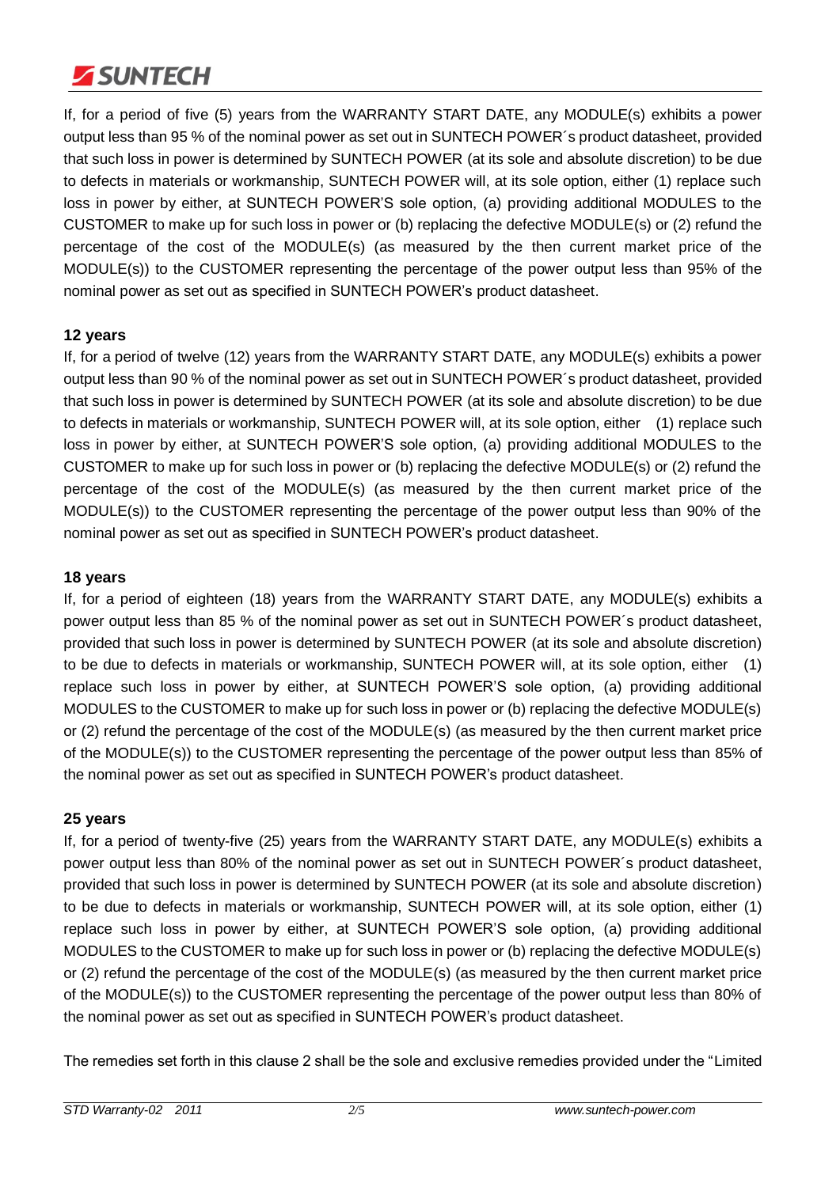If, for a period of five (5) years from the WARRANTY START DATE, any MODULE(s) exhibits a power output less than 95 % of the nominal power as set out in SUNTECH POWER´s product datasheet, provided that such loss in power is determined by SUNTECH POWER (at its sole and absolute discretion) to be due to defects in materials or workmanship, SUNTECH POWER will, at its sole option, either (1) replace such loss in power by either, at SUNTECH POWER'S sole option, (a) providing additional MODULES to the CUSTOMER to make up for such loss in power or (b) replacing the defective MODULE(s) or (2) refund the percentage of the cost of the MODULE(s) (as measured by the then current market price of the MODULE(s)) to the CUSTOMER representing the percentage of the power output less than 95% of the nominal power as set out as specified in SUNTECH POWER's product datasheet.

**12 years**

If, for a period of twelve (12) years from the WARRANTY START DATE, any MODULE(s) exhibits a power output less than 90 % of the nominal power as set out in SUNTECH POWER´s product datasheet, provided that such loss in power is determined by SUNTECH POWER (at its sole and absolute discretion) to be due to defects in materials or workmanship, SUNTECH POWER will, at its sole option, either (1) replace such loss in power by either, at SUNTECH POWER'S sole option, (a) providing additional MODULES to the CUSTOMER to make up for such loss in power or (b) replacing the defective MODULE(s) or (2) refund the percentage of the cost of the MODULE(s) (as measured by the then current market price of the MODULE(s)) to the CUSTOMER representing the percentage of the power output less than 90% of the nominal power as set out as specified in SUNTECH POWER's product datasheet.

**18 years**

If, for a period of eighteen (18) years from the WARRANTY START DATE, any MODULE(s) exhibits a power output less than 85 % of the nominal power as set out in SUNTECH POWER´s product datasheet, provided that such loss in power is determined by SUNTECH POWER (at its sole and absolute discretion) to be due to defects in materials or workmanship, SUNTECH POWER will, at its sole option, either (1) replace such loss in power by either, at SUNTECH POWER'S sole option, (a) providing additional MODULES to the CUSTOMER to make up for such loss in power or (b) replacing the defective MODULE(s) or (2) refund the percentage of the cost of the MODULE(s) (as measured by the then current market price of the MODULE(s)) to the CUSTOMER representing the percentage of the power output less than 85% of the nominal power as set out as specified in SUNTECH POWER's product datasheet.

**25 years**

If, for a period of twenty-five (25) years from the WARRANTY START DATE, any MODULE(s) exhibits a power output less than 80% of the nominal power as set out in SUNTECH POWER´s product datasheet, provided that such loss in power is determined by SUNTECH POWER (at its sole and absolute discretion) to be due to defects in materials or workmanship, SUNTECH POWER will, at its sole option, either (1) replace such loss in power by either, at SUNTECH POWER'S sole option, (a) providing additional MODULES to the CUSTOMER to make up for such loss in power or (b) replacing the defective MODULE(s) or (2) refund the percentage of the cost of the MODULE(s) (as measured by the then current market price of the MODULE(s)) to the CUSTOMER representing the percentage of the power output less than 80% of the nominal power as set out as specified in SUNTECH POWER's product datasheet.

The remedies set forth in this clause 2 shall be the sole and exclusive remedies provided under the "Limited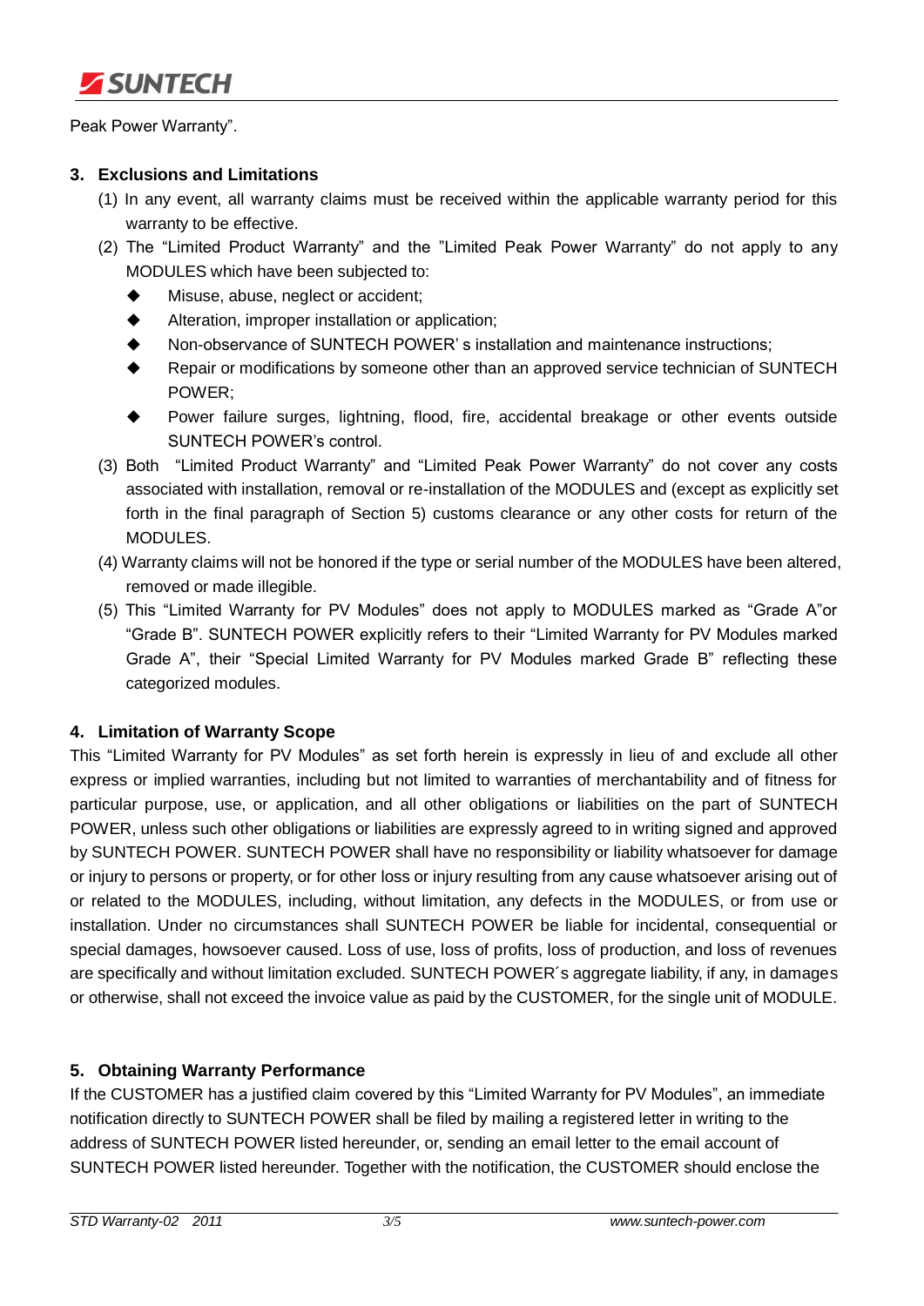Peak Power Warranty".

### 3. Exclusions and Limitations

(1) In any event, all warranty claims must be received within the applicable warranty period for this warranty to be effective.

(2) The "Limited Product Warranty" and the "Limited Peak Power Warranty" do not apply to any MODULES which have been subjected to:

- Misuse, abuse, neglect or accident;
- Alteration, improper installation or application;
- Non-observance of SUNTECH POWER' s installation and maintenance instructions;
- Repair or modifications by someone other than an approved service technician of SUNTECH POWER;
- Power failure surges, lightning, flood, fire, accidental breakage or other events outside SUNTECH POWER's control.

(3) Both "Limited Product Warranty" and "Limited Peak Power Warranty" do not cover any costs associated with installation, removal or re-installation of the MODULES and (except as explicitly set forth in the final paragraph of Section 5) customs clearance or any other costs for return of the MODULES.

(4) Warranty claims will not be honored if the type or serial number of the MODULES have been altered, removed or made illegible.

(5) This "Limited Warranty for PV Modules" does not apply to MODULES marked as "Grade A"or "Grade B". SUNTECH POWER explicitly refers to their "Limited Warranty for PV Modules marked Grade A", their "Special Limited Warranty for PV Modules marked Grade B" reflecting these categorized modules.

### 4. Limitation of Warranty Scope

This "Limited Warranty for PV Modules" as set forth herein is expressly in lieu of and exclude all other express or implied warranties, including but not limited to warranties of merchantability and of fitness for particular purpose, use, or application, and all other obligations or liabilities on the part of SUNTECH POWER, unless such other obligations or liabilities are expressly agreed to in writing signed and approved by SUNTECH POWER. SUNTECH POWER shall have no responsibility or liability whatsoever for damage or injury to persons or property, or for other loss or injury resulting from any cause whatsoever arising out of or related to the MODULES, including, without limitation, any defects in the MODULES, or from use or installation. Under no circumstances shall SUNTECH POWER be liable for incidental, consequential or special damages, howsoever caused. Loss of use, loss of profits, loss of production, and loss of revenues are specifically and without limitation excluded. SUNTECH POWER´s aggregate liability, if any, in damages or otherwise, shall not exceed the invoice value as paid by the CUSTOMER, for the single unit of MODULE.

### 5. Obtaining Warranty Performance

If the CUSTOMER has a justified claim covered by this "Limited Warranty for PV Modules", an immediate notification directly to SUNTECH POWER shall be filed by mailing a registered letter in writing to the address of SUNTECH POWER listed hereunder, or, sending an email letter to the email account of SUNTECH POWER listed hereunder. Together with the notification, the CUSTOMER should enclose the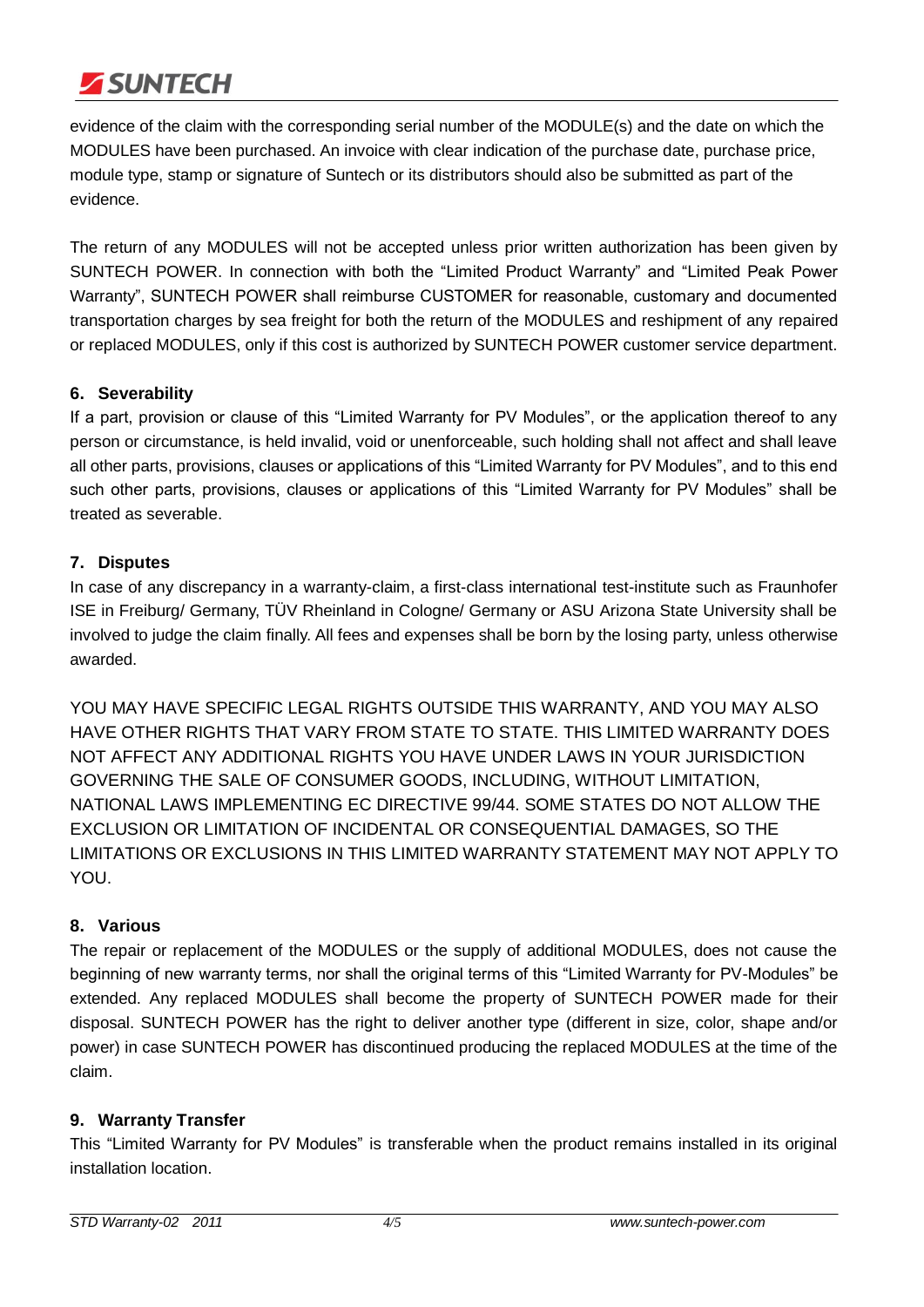evidence of the claim with the corresponding serial number of the MODULE(s) and the date on which the MODULES have been purchased. An invoice with clear indication of the purchase date, purchase price, module type, stamp or signature of Suntech or its distributors should also be submitted as part of the evidence.

The return of any MODULES will not be accepted unless prior written authorization has been given by SUNTECH POWER. In connection with both the “Limited Product Warranty” and “Limited Peak Power Warranty”, SUNTECH POWER shall reimburse CUSTOMER for reasonable, customary and documented transportation charges by sea freight for both the return of the MODULES and reshipment of any repaired or replaced MODULES, only if this cost is authorized by SUNTECH POWER customer service department.

### 6. Severability

If a part, provision or clause of this “Limited Warranty for PV Modules”, or the application thereof to any person or circumstance, is held invalid, void or unenforceable, such holding shall not affect and shall leave all other parts, provisions, clauses or applications of this “Limited Warranty for PV Modules”, and to this end such other parts, provisions, clauses or applications of this “Limited Warranty for PV Modules” shall be treated as severable.

### 7. Disputes

In case of any discrepancy in a warranty-claim, a first-class international test-institute such as Fraunhofer ISE in Freiburg/ Germany, TÜV Rheinland in Cologne/ Germany or ASU Arizona State University shall be involved to judge the claim finally. All fees and expenses shall be born by the losing party, unless otherwise awarded.

YOU MAY HAVE SPECIFIC LEGAL RIGHTS OUTSIDE THIS WARRANTY, AND YOU MAY ALSO HAVE OTHER RIGHTS THAT VARY FROM STATE TO STATE. THIS LIMITED WARRANTY DOES NOT AFFECT ANY ADDITIONAL RIGHTS YOU HAVE UNDER LAWS IN YOUR JURISDICTION GOVERNING THE SALE OF CONSUMER GOODS, INCLUDING, WITHOUT LIMITATION, NATIONAL LAWS IMPLEMENTING EC DIRECTIVE 99/44. SOME STATES DO NOT ALLOW THE EXCLUSION OR LIMITATION OF INCIDENTAL OR CONSEQUENTIAL DAMAGES, SO THE LIMITATIONS OR EXCLUSIONS IN THIS LIMITED WARRANTY STATEMENT MAY NOT APPLY TO YOU.

### 8. Various

The repair or replacement of the MODULES or the supply of additional MODULES, does not cause the beginning of new warranty terms, nor shall the original terms of this “Limited Warranty for PV-Modules” be extended. Any replaced MODULES shall become the property of SUNTECH POWER made for their disposal. SUNTECH POWER has the right to deliver another type (different in size, color, shape and/or power) in case SUNTECH POWER has discontinued producing the replaced MODULES at the time of the claim.

### 9. Warranty Transfer

This “Limited Warranty for PV Modules” is transferable when the product remains installed in its original installation location.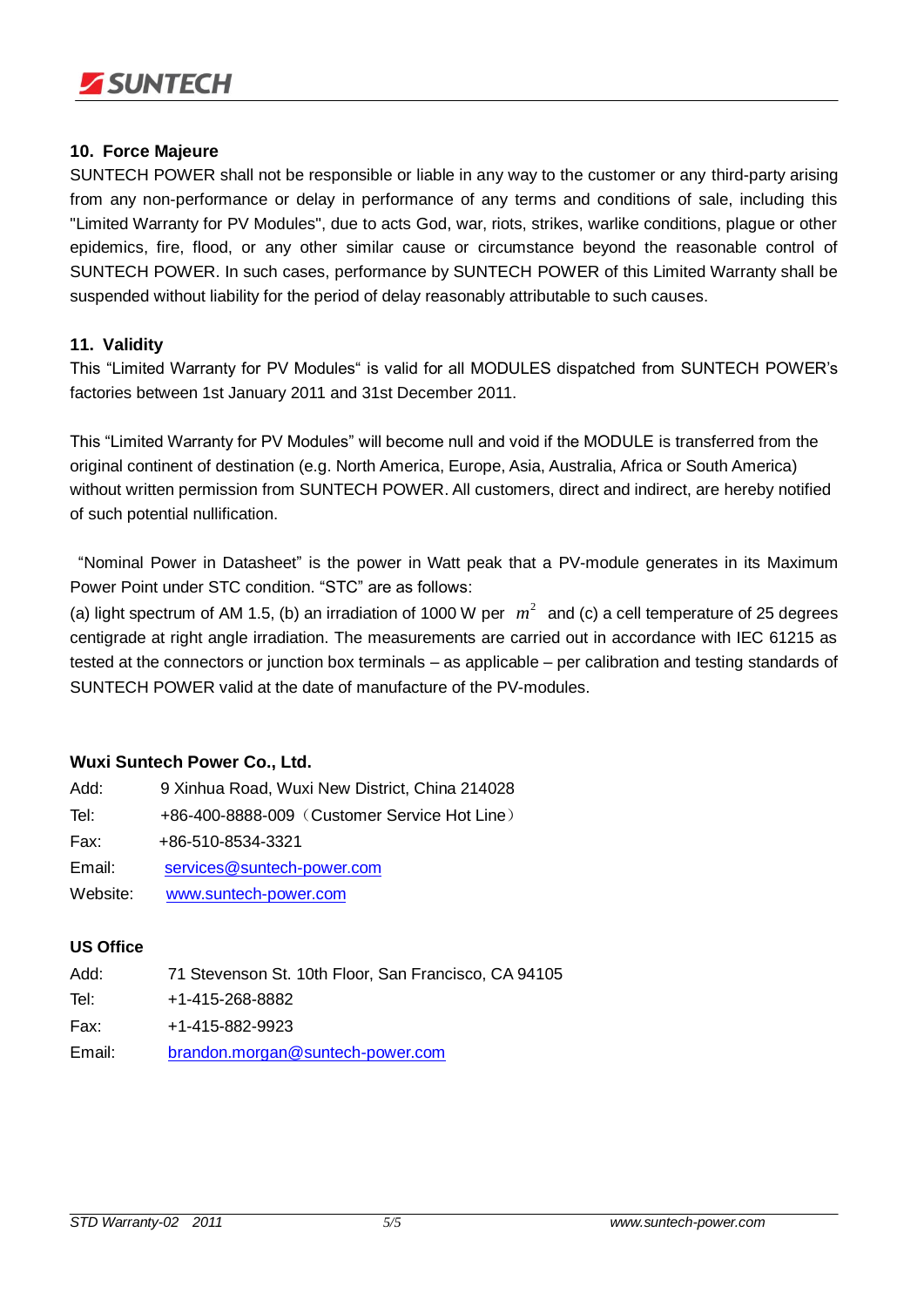## 10. Force Majeure

SUNTECH POWER shall not be responsible or liable in any way to the customer or any third-party arising from any non-performance or delay in performance of any terms and conditions of sale, including this "Limited Warranty for PV Modules", due to acts God, war, riots, strikes, warlike conditions, plague or other epidemics, fire, flood, or any other similar cause or circumstance beyond the reasonable control of SUNTECH POWER. In such cases, performance by SUNTECH POWER of this Limited Warranty shall be suspended without liability for the period of delay reasonably attributable to such causes.

## 11. Validity

This “Limited Warranty for PV Modules“ is valid for all MODULES dispatched from SUNTECH POWER’s factories between 1st January 2011 and 31st December 2011.

This “Limited Warranty for PV Modules” will become null and void if the MODULE is transferred from the original continent of destination (e.g. North America, Europe, Asia, Australia, Africa or South America) without written permission from SUNTECH POWER. All customers, direct and indirect, are hereby notified of such potential nullification.

“Nominal Power in Datasheet” is the power in Watt peak that a PV-module generates in its Maximum Power Point under STC condition. “STC” are as follows:
(a) light spectrum of AM 1.5, (b) an irradiation of 1000 W per $m^2$ and (c) a cell temperature of 25 degrees centigrade at right angle irradiation. The measurements are carried out in accordance with IEC 61215 as tested at the connectors or junction box terminals – as applicable – per calibration and testing standards of SUNTECH POWER valid at the date of manufacture of the PV-modules.

**Wuxi Suntech Power Co., Ltd.**

Add: 9 Xinhua Road, Wuxi New District, China 214028
Tel: +86-400-8888-009（Customer Service Hot Line）
Fax: +86-510-8534-3321
Email: services@suntech-power.com
Website: www.suntech-power.com

**US Office**

Add: 71 Stevenson St. 10th Floor, San Francisco, CA 94105
Tel: +1-415-268-8882
Fax: +1-415-882-9923
Email: brandon.morgan@suntech-power.com